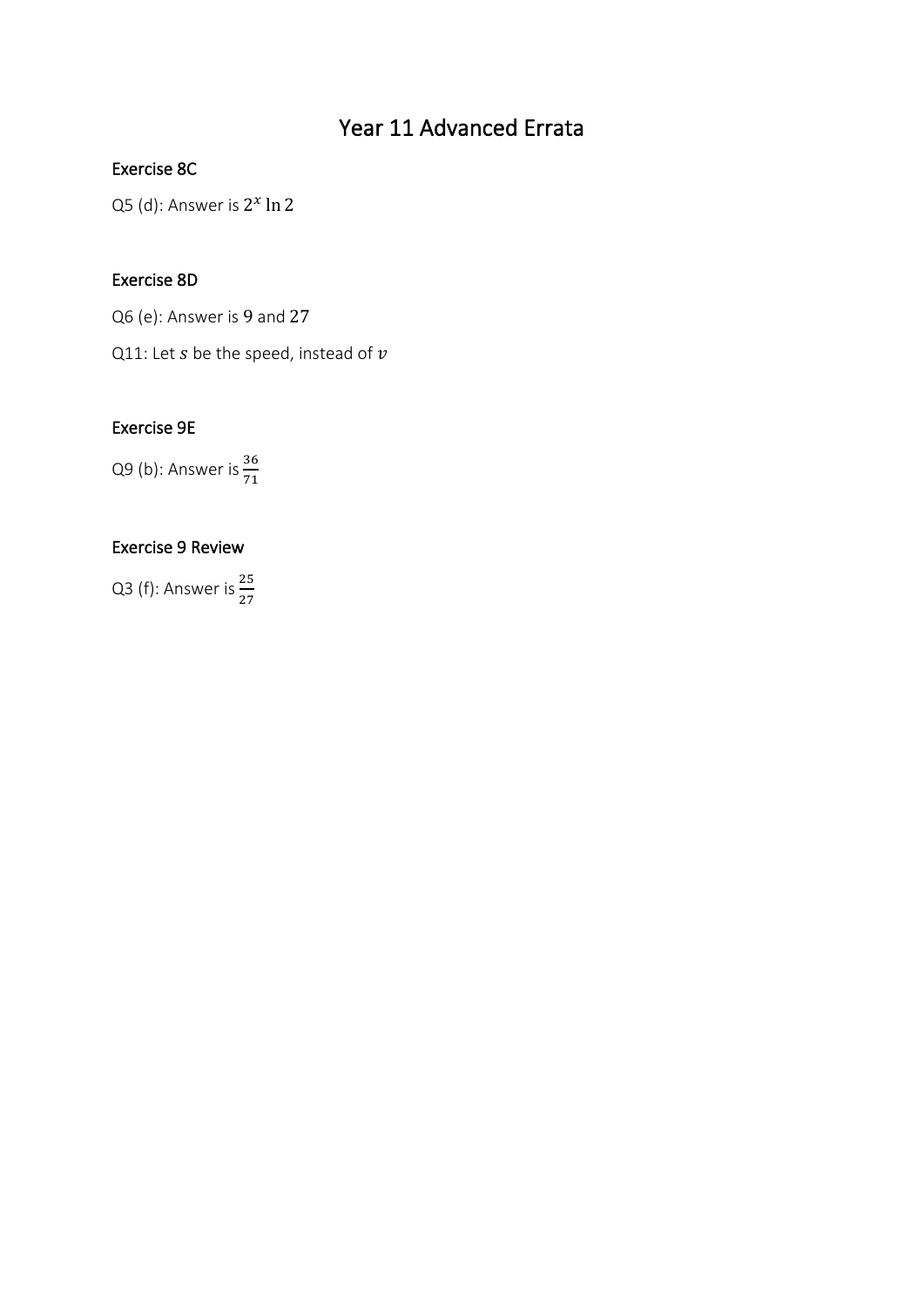# Year 11 Advanced Errata

## Exercise 8C

Q5 (d): Answer is $2^x \ln 2$

## Exercise 8D

Q6 (e): Answer is $9$ and $27$

Q11: Let $s$ be the speed, instead of $v$

## Exercise 9E

Q9 (b): Answer is $\frac{36}{71}$

## Exercise 9 Review

Q3 (f): Answer is $\frac{25}{27}$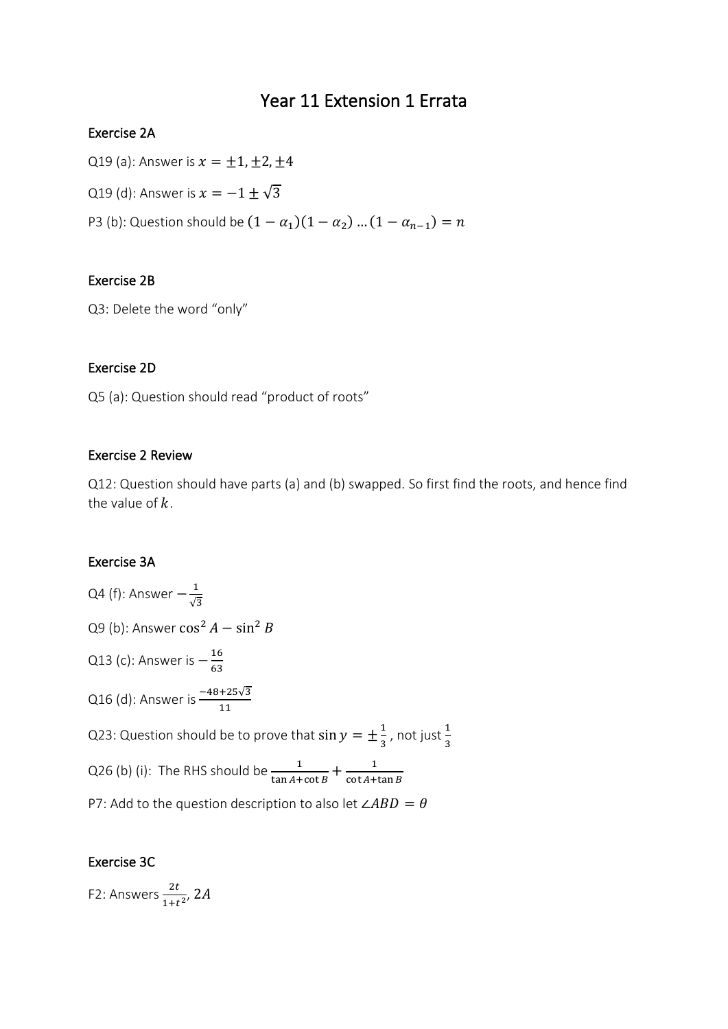# Year 11 Extension 1 Errata

## Exercise 2A

Q19 (a): Answer is $x = \pm 1, \pm 2, \pm 4$

Q19 (d): Answer is $x = -1 \pm \sqrt{3}$

P3 (b): Question should be $(1 - \alpha_1)(1 - \alpha_2) \ldots (1 - \alpha_{n-1}) = n$

## Exercise 2B

Q3: Delete the word "only"

## Exercise 2D

Q5 (a): Question should read "product of roots"

## Exercise 2 Review

Q12: Question should have parts (a) and (b) swapped. So first find the roots, and hence find the value of $k$.

## Exercise 3A

Q4 (f): Answer $-\frac{1}{\sqrt{3}}$

Q9 (b): Answer $\cos^2 A - \sin^2 B$

Q13 (c): Answer is $-\frac{16}{63}$

Q16 (d): Answer is $\frac{-48+25\sqrt{3}}{11}$

Q23: Question should be to prove that $\sin y = \pm\frac{1}{3}$, not just $\frac{1}{3}$

Q26 (b) (i): The RHS should be $\frac{1}{\tan A + \cot B} + \frac{1}{\cot A + \tan B}$

P7: Add to the question description to also let $\angle ABD = \theta$

## Exercise 3C

F2: Answers $\frac{2t}{1+t^2}$, $2A$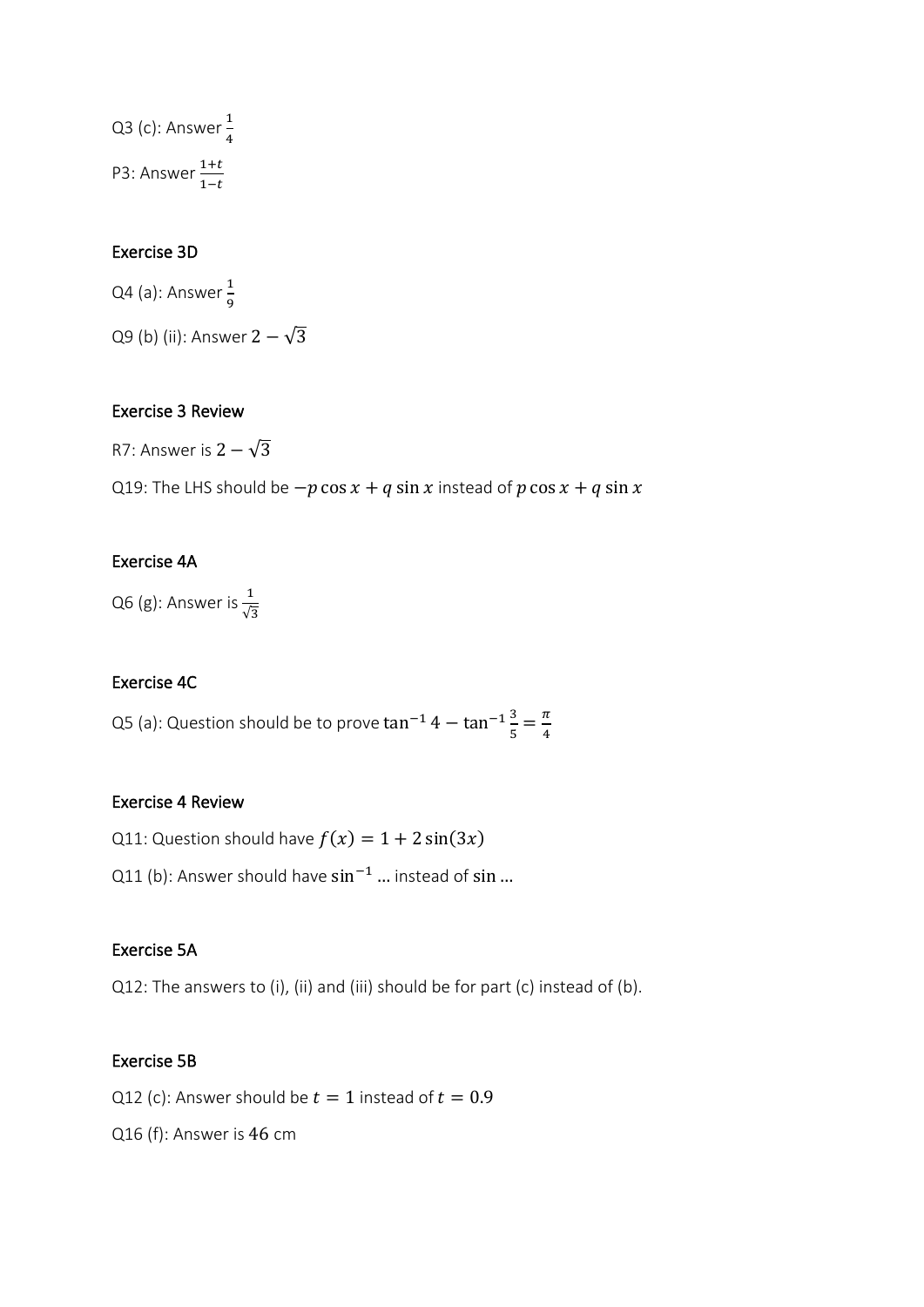Q3 (c): Answer $\frac{1}{4}$

P3: Answer $\frac{1+t}{1-t}$

## Exercise 3D

Q4 (a): Answer $\frac{1}{9}$

Q9 (b) (ii): Answer $2-\sqrt{3}$

## Exercise 3 Review

R7: Answer is $2-\sqrt{3}$

Q19: The LHS should be $-p\cos x + q\sin x$ instead of $p\cos x + q\sin x$

## Exercise 4A

Q6 (g): Answer is $\frac{1}{\sqrt{3}}$

## Exercise 4C

Q5 (a): Question should be to prove $\tan^{-1} 4 - \tan^{-1}\frac{3}{5} = \frac{\pi}{4}$

## Exercise 4 Review

Q11: Question should have $f(x) = 1 + 2\sin(3x)$

Q11 (b): Answer should have $\sin^{-1}$ … instead of $\sin$ …

## Exercise 5A

Q12: The answers to (i), (ii) and (iii) should be for part (c) instead of (b).

## Exercise 5B

Q12 (c): Answer should be $t = 1$ instead of $t = 0.9$

Q16 (f): Answer is $46$ cm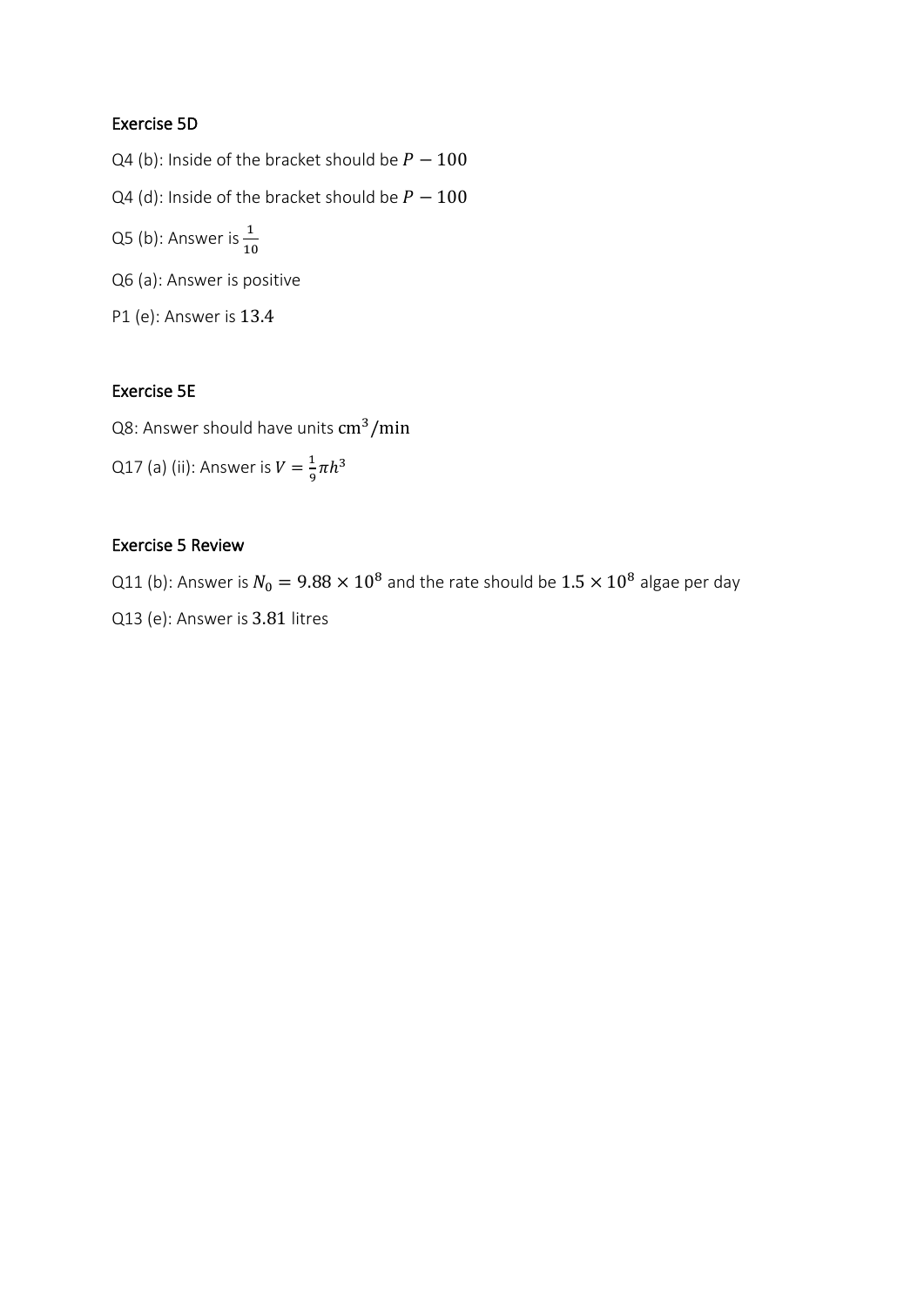## Exercise 5D

Q4 (b): Inside of the bracket should be $P - 100$

Q4 (d): Inside of the bracket should be $P - 100$

Q5 (b): Answer is $\frac{1}{10}$

Q6 (a): Answer is positive

P1 (e): Answer is $13.4$

## Exercise 5E

Q8: Answer should have units $\text{cm}^3/\text{min}$

Q17 (a) (ii): Answer is $V = \frac{1}{9}\pi h^3$

## Exercise 5 Review

Q11 (b): Answer is $N_0 = 9.88 \times 10^8$ and the rate should be $1.5 \times 10^8$ algae per day

Q13 (e): Answer is $3.81$ litres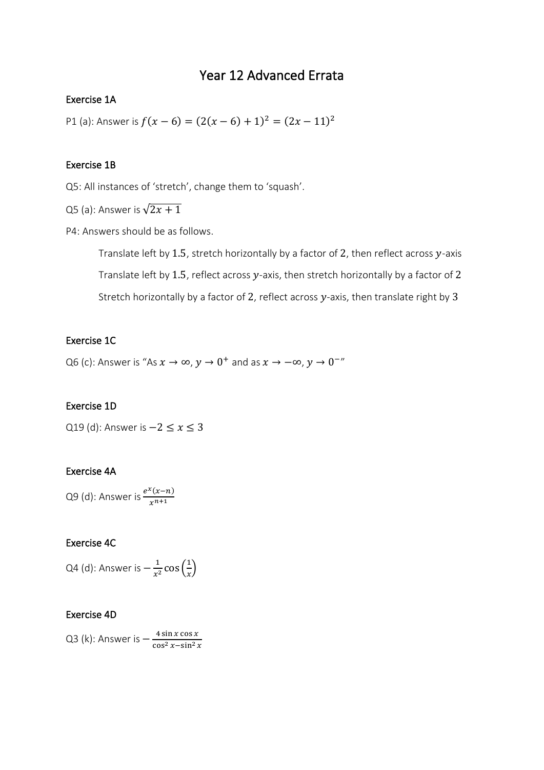# Year 12 Advanced Errata

## Exercise 1A

P1 (a): Answer is $f(x-6) = (2(x-6)+1)^2 = (2x-11)^2$

## Exercise 1B

Q5: All instances of 'stretch', change them to 'squash'.

Q5 (a): Answer is $\sqrt{2x+1}$

P4: Answers should be as follows.

> Translate left by $1.5$, stretch horizontally by a factor of $2$, then reflect across $y$-axis
>
> Translate left by $1.5$, reflect across $y$-axis, then stretch horizontally by a factor of $2$
>
> Stretch horizontally by a factor of $2$, reflect across $y$-axis, then translate right by $3$

## Exercise 1C

Q6 (c): Answer is "As $x \to \infty$, $y \to 0^+$ and as $x \to -\infty$, $y \to 0^-$"

## Exercise 1D

Q19 (d): Answer is $-2 \le x \le 3$

## Exercise 4A

Q9 (d): Answer is $\frac{e^x(x-n)}{x^{n+1}}$

## Exercise 4C

Q4 (d): Answer is $-\frac{1}{x^2}\cos\left(\frac{1}{x}\right)$

## Exercise 4D

Q3 (k): Answer is $-\frac{4\sin x\cos x}{\cos^2 x-\sin^2 x}$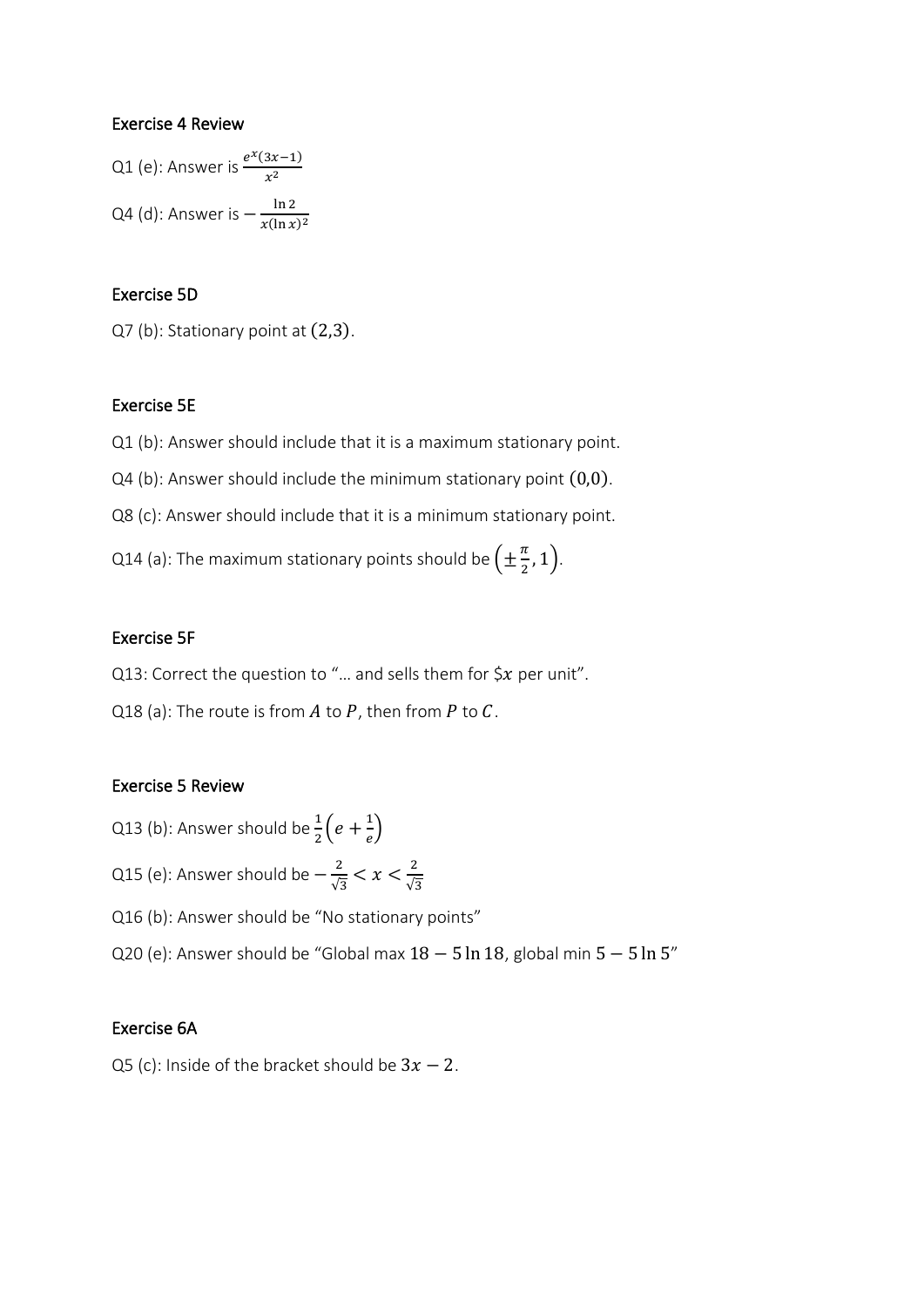## Exercise 4 Review

Q1 (e): Answer is $\frac{e^x(3x-1)}{x^2}$

Q4 (d): Answer is $-\frac{\ln 2}{x(\ln x)^2}$

## Exercise 5D

Q7 (b): Stationary point at $(2,3)$.

## Exercise 5E

Q1 (b): Answer should include that it is a maximum stationary point.

Q4 (b): Answer should include the minimum stationary point $(0,0)$.

Q8 (c): Answer should include that it is a minimum stationary point.

Q14 (a): The maximum stationary points should be $\left(\pm\frac{\pi}{2}, 1\right)$.

## Exercise 5F

Q13: Correct the question to "… and sells them for \$$x$ per unit".

Q18 (a): The route is from $A$ to $P$, then from $P$ to $C$.

## Exercise 5 Review

Q13 (b): Answer should be $\frac{1}{2}\left(e + \frac{1}{e}\right)$

Q15 (e): Answer should be $-\frac{2}{\sqrt{3}} < x < \frac{2}{\sqrt{3}}$

Q16 (b): Answer should be "No stationary points"

Q20 (e): Answer should be "Global max $18 - 5\ln 18$, global min $5 - 5\ln 5$"

## Exercise 6A

Q5 (c): Inside of the bracket should be $3x - 2$.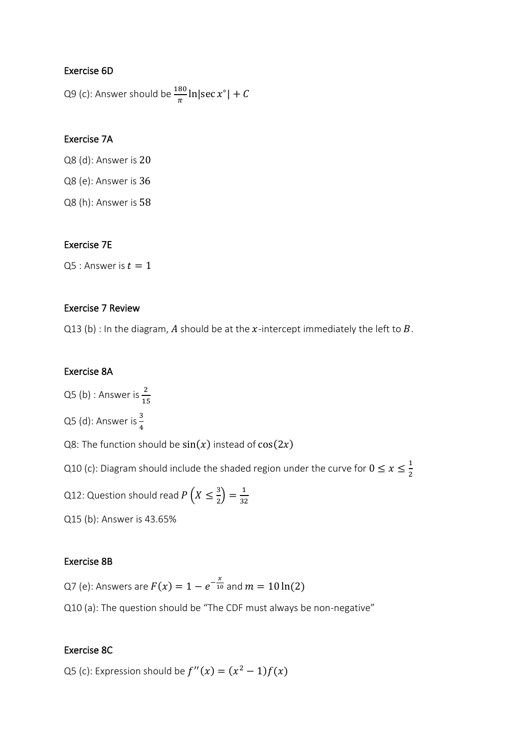### Exercise 6D

Q9 (c): Answer should be $\frac{180}{\pi}\ln|\sec x°| + C$

### Exercise 7A

Q8 (d): Answer is $20$

Q8 (e): Answer is $36$

Q8 (h): Answer is $58$

### Exercise 7E

Q5 : Answer is $t = 1$

### Exercise 7 Review

Q13 (b) : In the diagram, $A$ should be at the $x$-intercept immediately the left to $B$.

### Exercise 8A

Q5 (b) : Answer is $\frac{2}{15}$

Q5 (d): Answer is $\frac{3}{4}$

Q8: The function should be $\sin(x)$ instead of $\cos(2x)$

Q10 (c): Diagram should include the shaded region under the curve for $0 \leq x \leq \frac{1}{2}$

Q12: Question should read $P\left(X \leq \frac{3}{2}\right) = \frac{1}{32}$

Q15 (b): Answer is 43.65%

### Exercise 8B

Q7 (e): Answers are $F(x) = 1 - e^{-\frac{x}{10}}$ and $m = 10\ln(2)$

Q10 (a): The question should be "The CDF must always be non-negative"

### Exercise 8C

Q5 (c): Expression should be $f''(x) = (x^2 - 1)f(x)$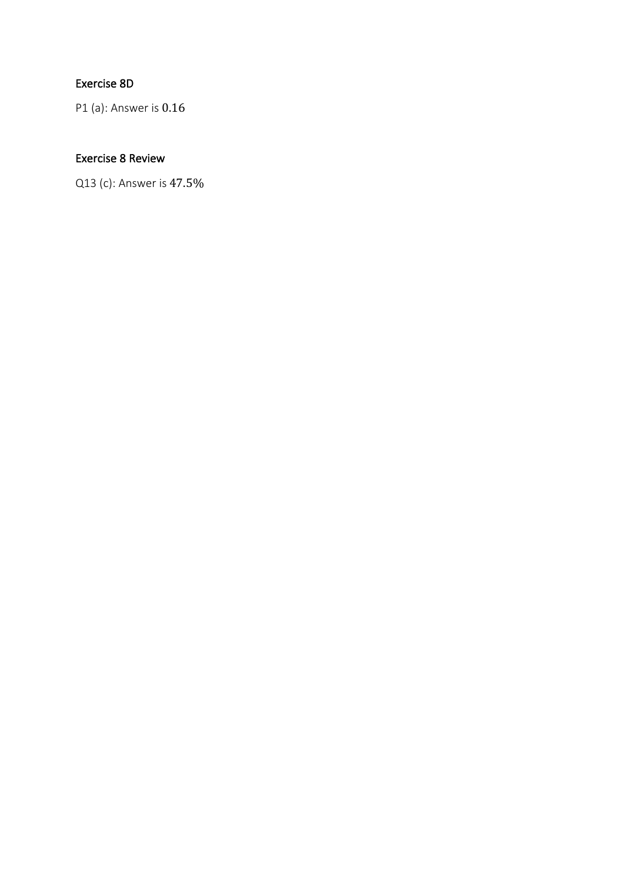## Exercise 8D

P1 (a): Answer is $0.16$

## Exercise 8 Review

Q13 (c): Answer is $47.5\%$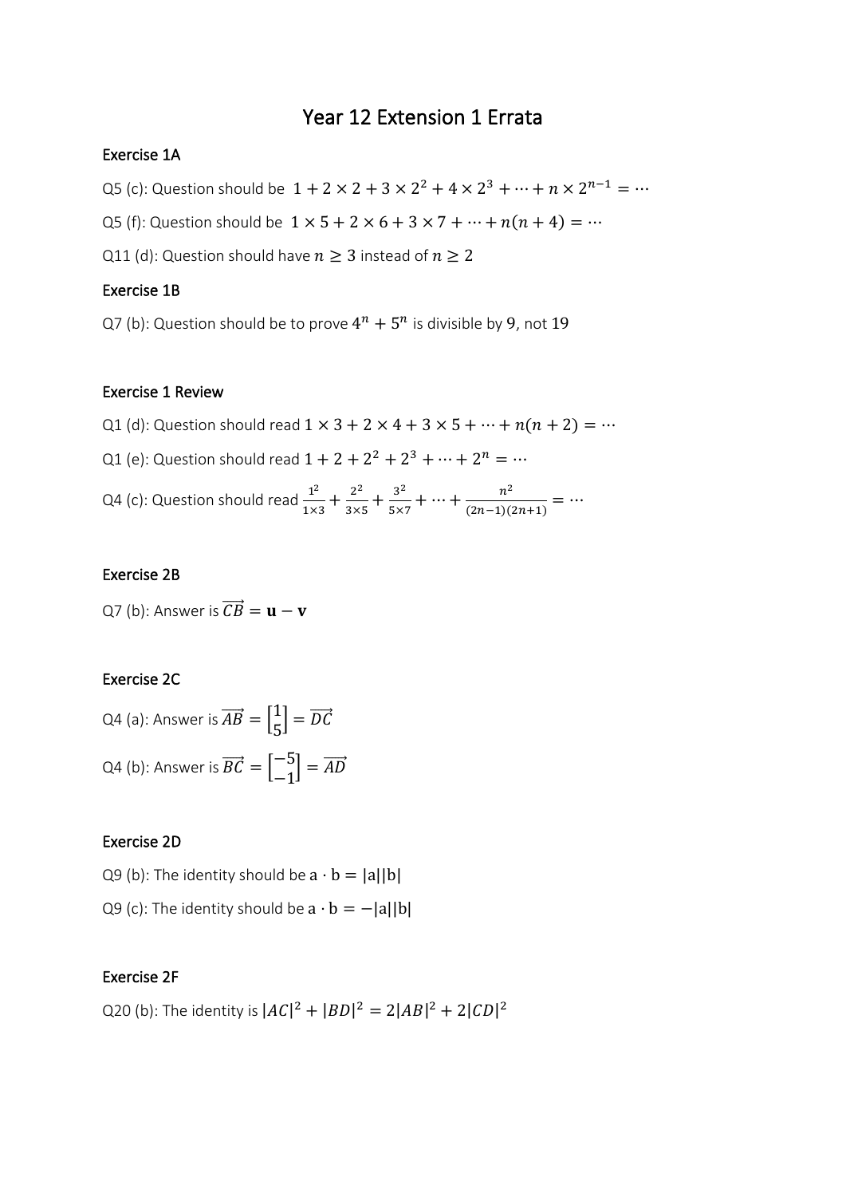# Year 12 Extension 1 Errata

## Exercise 1A

Q5 (c): Question should be $1 + 2 \times 2 + 3 \times 2^2 + 4 \times 2^3 + \cdots + n \times 2^{n-1} = \cdots$

Q5 (f): Question should be $1 \times 5 + 2 \times 6 + 3 \times 7 + \cdots + n(n+4) = \cdots$

Q11 (d): Question should have $n \geq 3$ instead of $n \geq 2$

## Exercise 1B

Q7 (b): Question should be to prove $4^n + 5^n$ is divisible by $9$, not $19$

## Exercise 1 Review

Q1 (d): Question should read $1 \times 3 + 2 \times 4 + 3 \times 5 + \cdots + n(n+2) = \cdots$

Q1 (e): Question should read $1 + 2 + 2^2 + 2^3 + \cdots + 2^n = \cdots$

Q4 (c): Question should read $\frac{1^2}{1\times 3} + \frac{2^2}{3 \times 5} + \frac{3^2}{5 \times 7} + \cdots + \frac{n^2}{(2n-1)(2n+1)} = \cdots$

## Exercise 2B

Q7 (b): Answer is $\overrightarrow{CB} = \mathbf{u} - \mathbf{v}$

## Exercise 2C

Q4 (a): Answer is $\overrightarrow{AB} = \begin{bmatrix} 1 \\ 5 \end{bmatrix} = \overrightarrow{DC}$

Q4 (b): Answer is $\overrightarrow{BC} = \begin{bmatrix} -5 \\ -1 \end{bmatrix} = \overrightarrow{AD}$

## Exercise 2D

Q9 (b): The identity should be $\text{a} \cdot \text{b} = |\text{a}||\text{b}|$

Q9 (c): The identity should be $\text{a} \cdot \text{b} = -|\text{a}||\text{b}|$

## Exercise 2F

Q20 (b): The identity is $|AC|^2 + |BD|^2 = 2|AB|^2 + 2|CD|^2$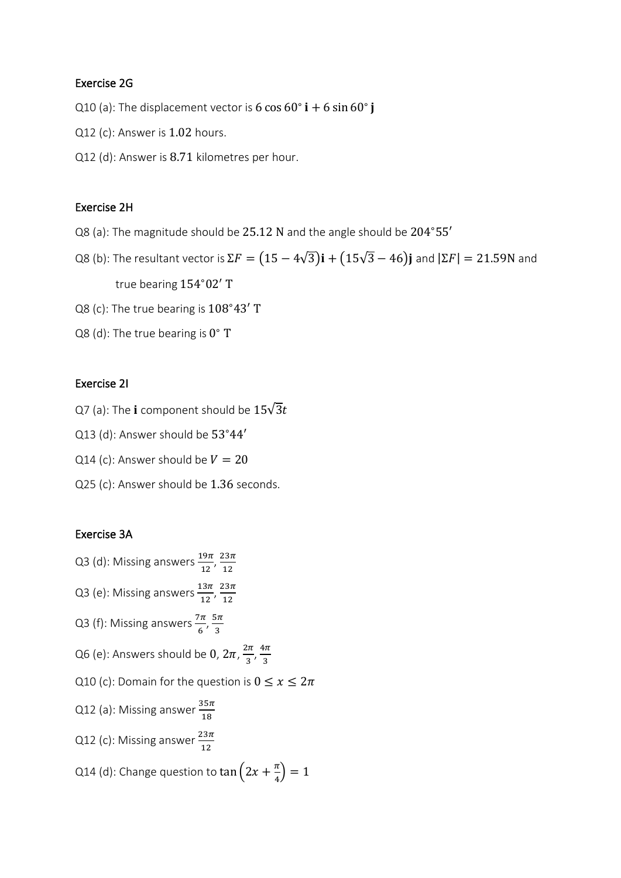## Exercise 2G

Q10 (a): The displacement vector is $6\cos 60^\circ\,\mathbf{i} + 6\sin 60^\circ\,\mathbf{j}$

Q12 (c): Answer is $1.02$ hours.

Q12 (d): Answer is $8.71$ kilometres per hour.

## Exercise 2H

Q8 (a): The magnitude should be $25.12$ N and the angle should be $204^\circ 55'$

Q8 (b): The resultant vector is $\Sigma F = \left(15 - 4\sqrt{3}\right)\mathbf{i} + \left(15\sqrt{3} - 46\right)\mathbf{j}$ and $|\Sigma F| = 21.59$N and true bearing $154^\circ 02'$ T

Q8 (c): The true bearing is $108^\circ 43'$ T

Q8 (d): The true bearing is $0^\circ$ T

## Exercise 2I

Q7 (a): The $\mathbf{i}$ component should be $15\sqrt{3}t$

Q13 (d): Answer should be $53^\circ 44'$

Q14 (c): Answer should be $V = 20$

Q25 (c): Answer should be $1.36$ seconds.

## Exercise 3A

Q3 (d): Missing answers $\frac{19\pi}{12}, \frac{23\pi}{12}$

Q3 (e): Missing answers $\frac{13\pi}{12}, \frac{23\pi}{12}$

Q3 (f): Missing answers $\frac{7\pi}{6}, \frac{5\pi}{3}$

Q6 (e): Answers should be $0$, $2\pi$, $\frac{2\pi}{3}, \frac{4\pi}{3}$

Q10 (c): Domain for the question is $0 \leq x \leq 2\pi$

Q12 (a): Missing answer $\frac{35\pi}{18}$

Q12 (c): Missing answer $\frac{23\pi}{12}$

Q14 (d): Change question to $\tan\left(2x + \frac{\pi}{4}\right) = 1$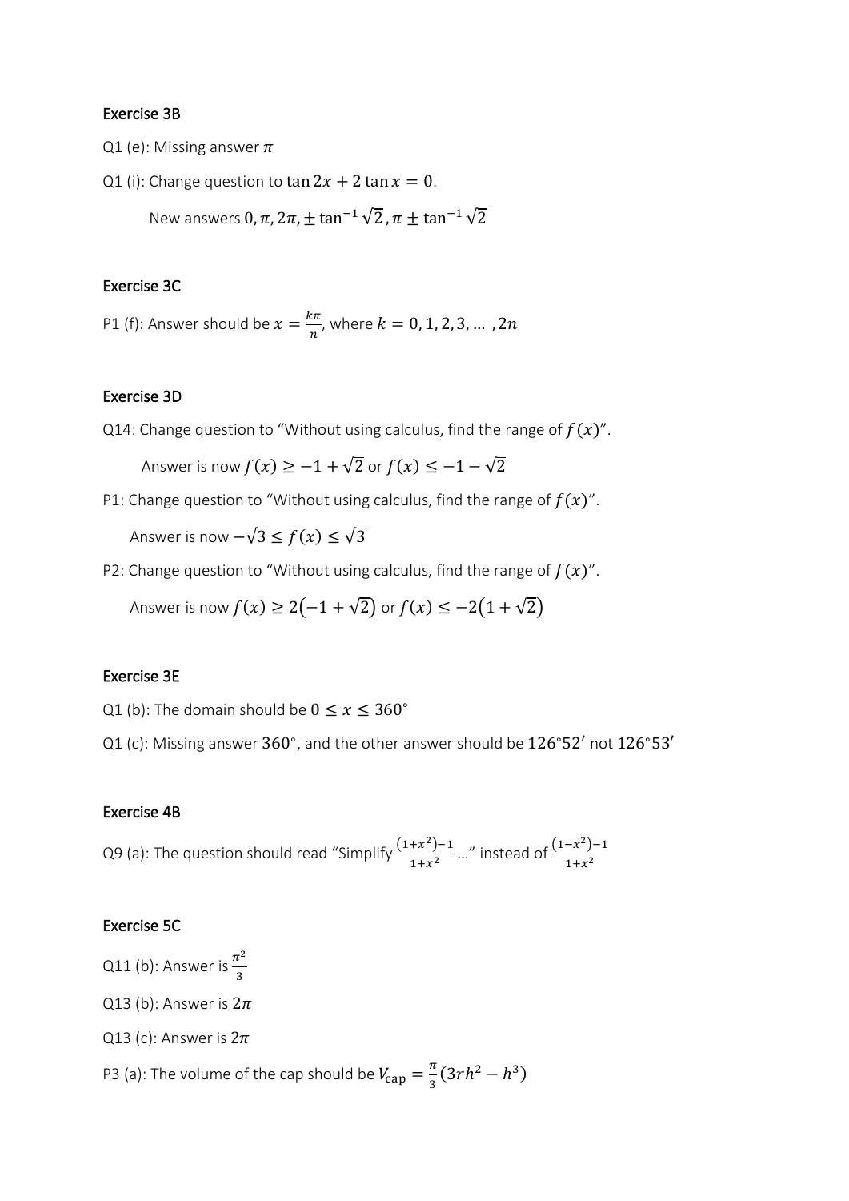## Exercise 3B

Q1 (e): Missing answer $\pi$

Q1 (i): Change question to $\tan 2x + 2\tan x = 0$.

New answers $0, \pi, 2\pi, \pm\tan^{-1}\sqrt{2}, \pi \pm \tan^{-1}\sqrt{2}$

## Exercise 3C

P1 (f): Answer should be $x = \frac{k\pi}{n}$, where $k = 0, 1, 2, 3, \ldots, 2n$

## Exercise 3D

Q14: Change question to "Without using calculus, find the range of $f(x)$".

Answer is now $f(x) \geq -1 + \sqrt{2}$ or $f(x) \leq -1 - \sqrt{2}$

P1: Change question to "Without using calculus, find the range of $f(x)$".

Answer is now $-\sqrt{3} \leq f(x) \leq \sqrt{3}$

P2: Change question to "Without using calculus, find the range of $f(x)$".

Answer is now $f(x) \geq 2(-1 + \sqrt{2})$ or $f(x) \leq -2(1 + \sqrt{2})$

## Exercise 3E

Q1 (b): The domain should be $0 \leq x \leq 360°$

Q1 (c): Missing answer $360°$, and the other answer should be $126°52'$ not $126°53'$

## Exercise 4B

Q9 (a): The question should read "Simplify $\frac{(1+x^2)-1}{1+x^2}$ ..." instead of $\frac{(1-x^2)-1}{1+x^2}$

## Exercise 5C

Q11 (b): Answer is $\frac{\pi^2}{3}$

Q13 (b): Answer is $2\pi$

Q13 (c): Answer is $2\pi$

P3 (a): The volume of the cap should be $V_{\text{cap}} = \frac{\pi}{3}(3rh^2 - h^3)$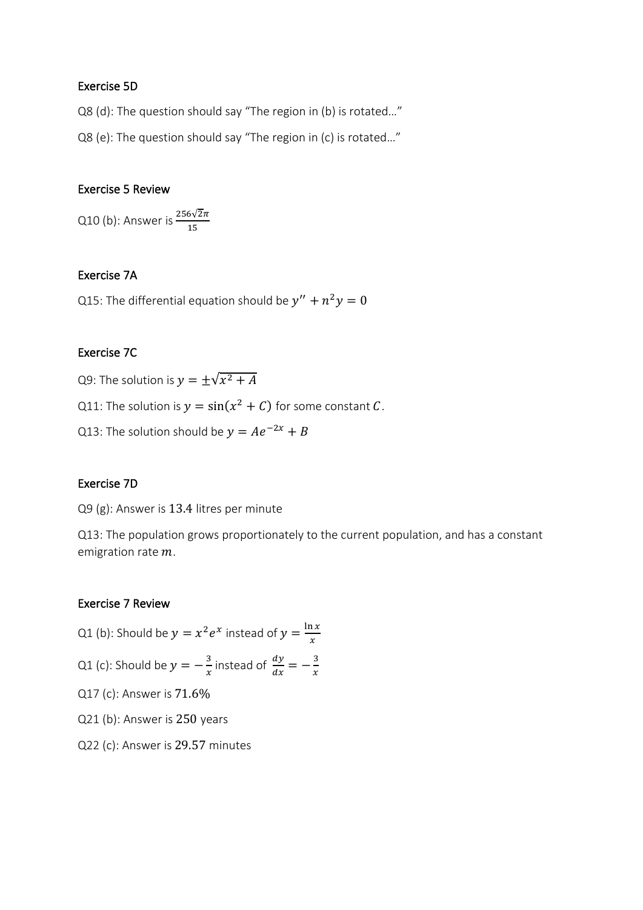## Exercise 5D

Q8 (d): The question should say "The region in (b) is rotated…"

Q8 (e): The question should say "The region in (c) is rotated…"

## Exercise 5 Review

Q10 (b): Answer is $\frac{256\sqrt{2}\pi}{15}$

## Exercise 7A

Q15: The differential equation should be $y'' + n^2 y = 0$

## Exercise 7C

Q9: The solution is $y = \pm\sqrt{x^2 + A}$

Q11: The solution is $y = \sin(x^2 + C)$ for some constant $C$.

Q13: The solution should be $y = Ae^{-2x} + B$

## Exercise 7D

Q9 (g): Answer is $13.4$ litres per minute

Q13: The population grows proportionately to the current population, and has a constant emigration rate $m$.

## Exercise 7 Review

Q1 (b): Should be $y = x^2 e^x$ instead of $y = \frac{\ln x}{x}$

Q1 (c): Should be $y = -\frac{3}{x}$ instead of $\frac{dy}{dx} = -\frac{3}{x}$

Q17 (c): Answer is $71.6\%$

Q21 (b): Answer is $250$ years

Q22 (c): Answer is $29.57$ minutes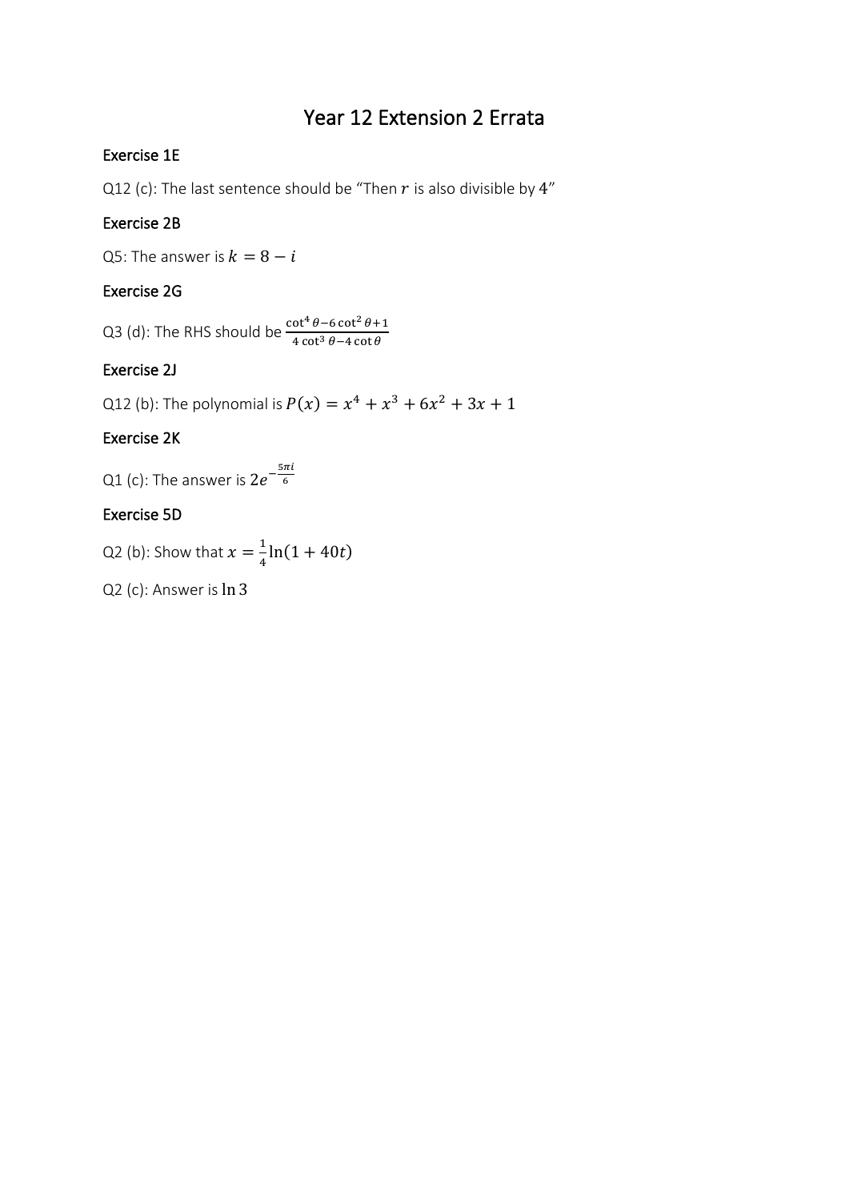# Year 12 Extension 2 Errata

### Exercise 1E

Q12 (c): The last sentence should be "Then $r$ is also divisible by $4$"

### Exercise 2B

Q5: The answer is $k = 8 - i$

### Exercise 2G

Q3 (d): The RHS should be $\frac{\cot^4\theta - 6\cot^2\theta + 1}{4\cot^3\theta - 4\cot\theta}$

### Exercise 2J

Q12 (b): The polynomial is $P(x) = x^4 + x^3 + 6x^2 + 3x + 1$

### Exercise 2K

Q1 (c): The answer is $2e^{-\frac{5\pi i}{6}}$

### Exercise 5D

Q2 (b): Show that $x = \frac{1}{4}\ln(1 + 40t)$

Q2 (c): Answer is $\ln 3$